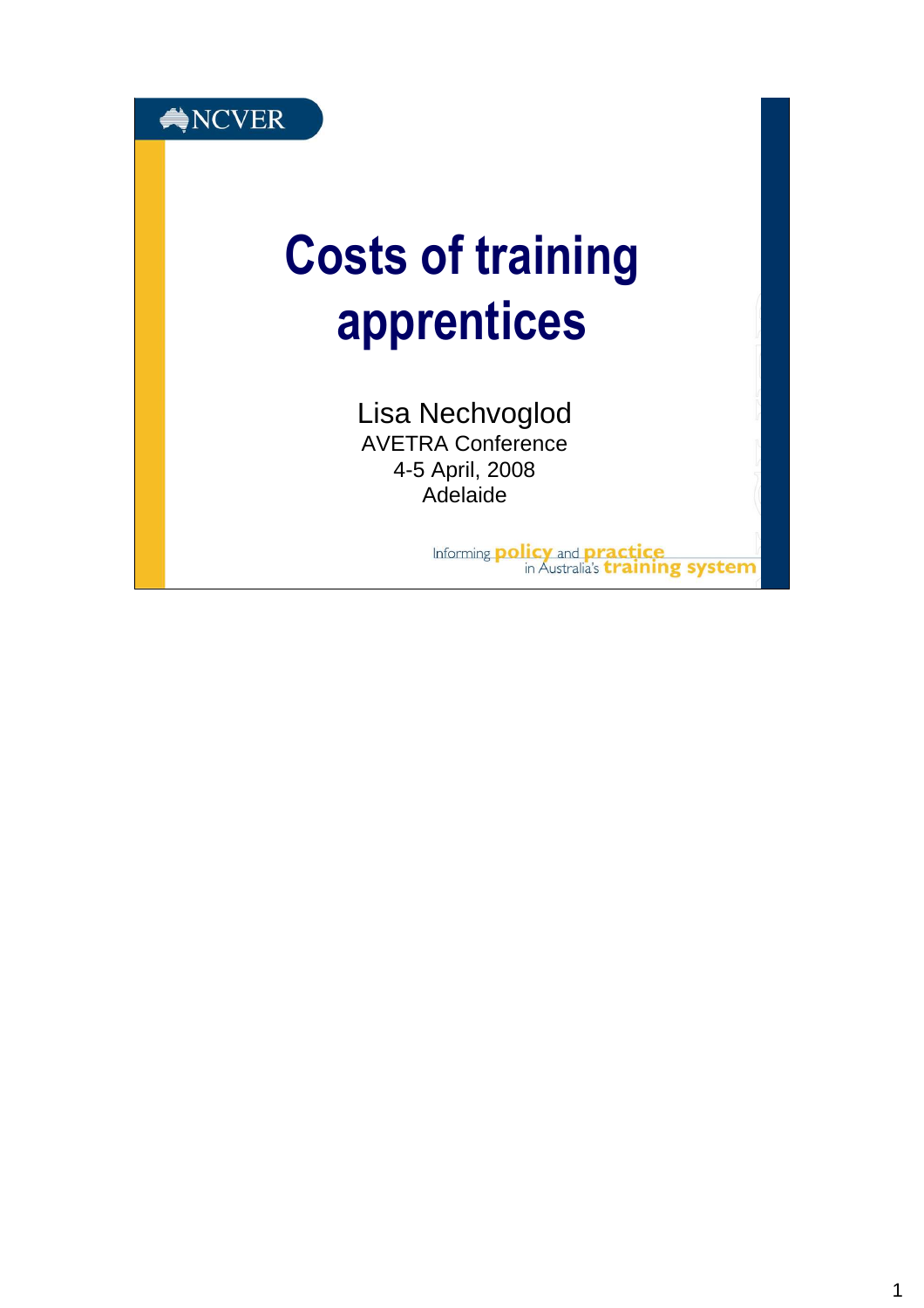NCVER

# Costs of training apprentices

Lisa Nechvoglod
AVETRA Conference
4-5 April, 2008
Adelaide

Informing policy and practice in Australia's training system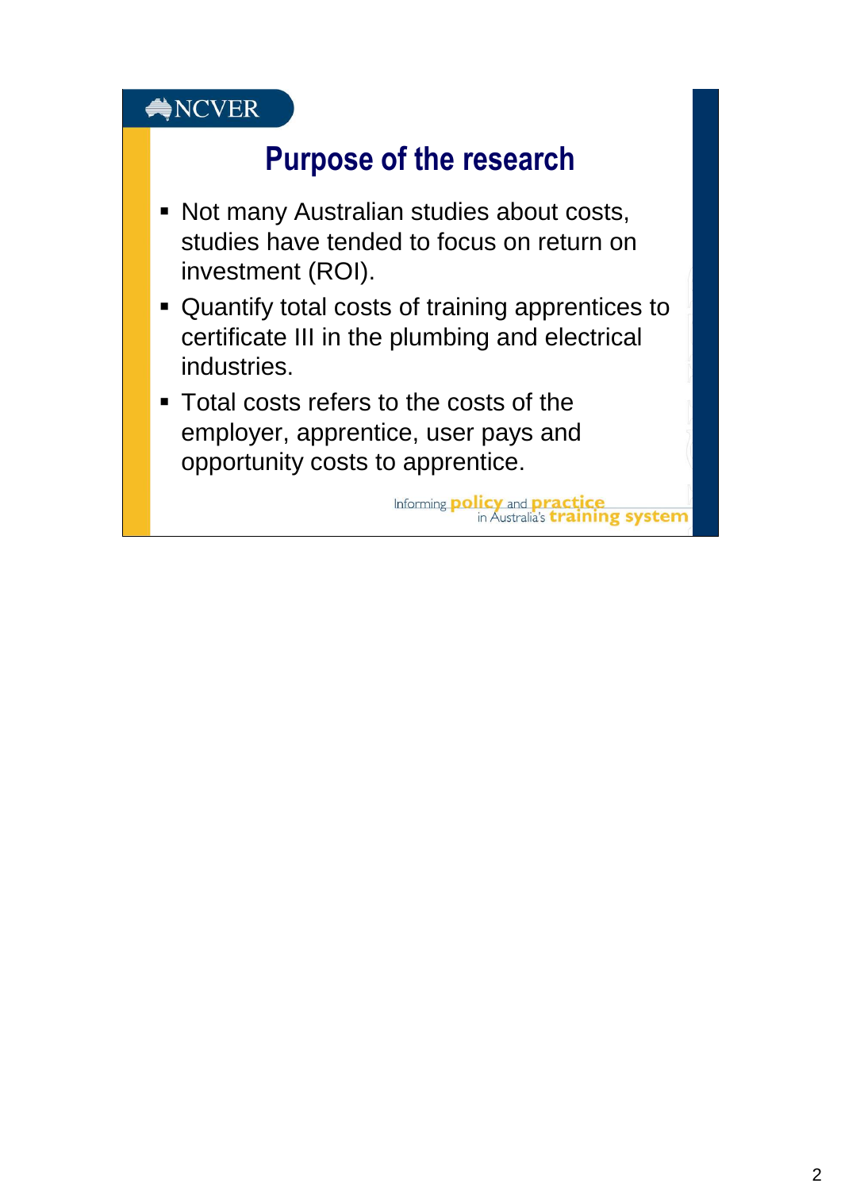# Purpose of the research

- Not many Australian studies about costs, studies have tended to focus on return on investment (ROI).
- Quantify total costs of training apprentices to certificate III in the plumbing and electrical industries.
- Total costs refers to the costs of the employer, apprentice, user pays and opportunity costs to apprentice.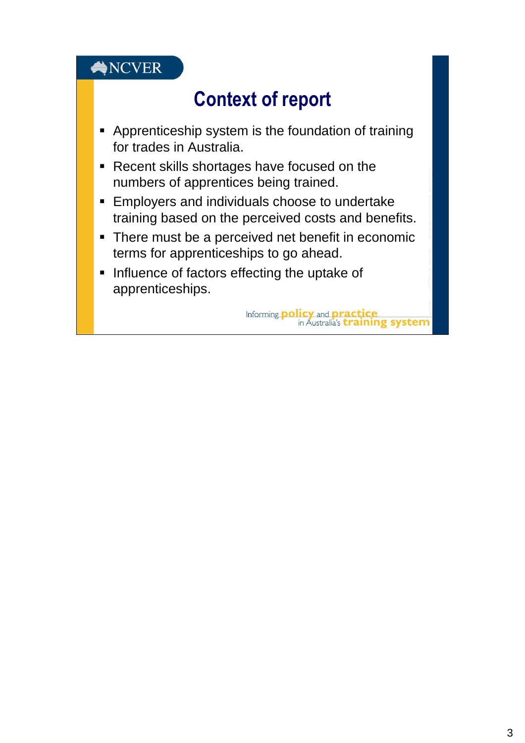NCVER

# Context of report

- Apprenticeship system is the foundation of training for trades in Australia.
- Recent skills shortages have focused on the numbers of apprentices being trained.
- Employers and individuals choose to undertake training based on the perceived costs and benefits.
- There must be a perceived net benefit in economic terms for apprenticeships to go ahead.
- Influence of factors effecting the uptake of apprenticeships.

Informing policy and practice in Australia's training system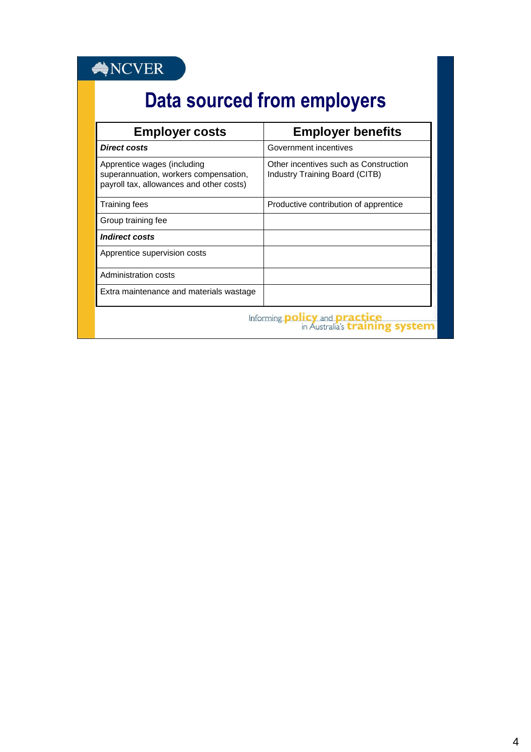# Data sourced from employers

| Employer costs | Employer benefits |
|---|---|
| ***Direct costs*** | Government incentives |
| Apprentice wages (including superannuation, workers compensation, payroll tax, allowances and other costs) | Other incentives such as Construction Industry Training Board (CITB) |
| Training fees | Productive contribution of apprentice |
| Group training fee | |
| ***Indirect costs*** | |
| Apprentice supervision costs | |
| Administration costs | |
| Extra maintenance and materials wastage | |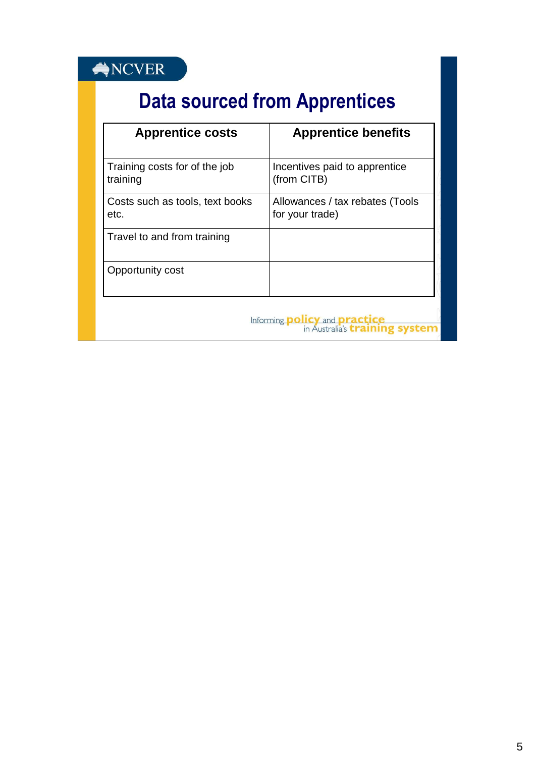# Data sourced from Apprentices

| Apprentice costs | Apprentice benefits |
|---|---|
| Training costs for of the job training | Incentives paid to apprentice (from CITB) |
| Costs such as tools, text books etc. | Allowances / tax rebates (Tools for your trade) |
| Travel to and from training | |
| Opportunity cost | |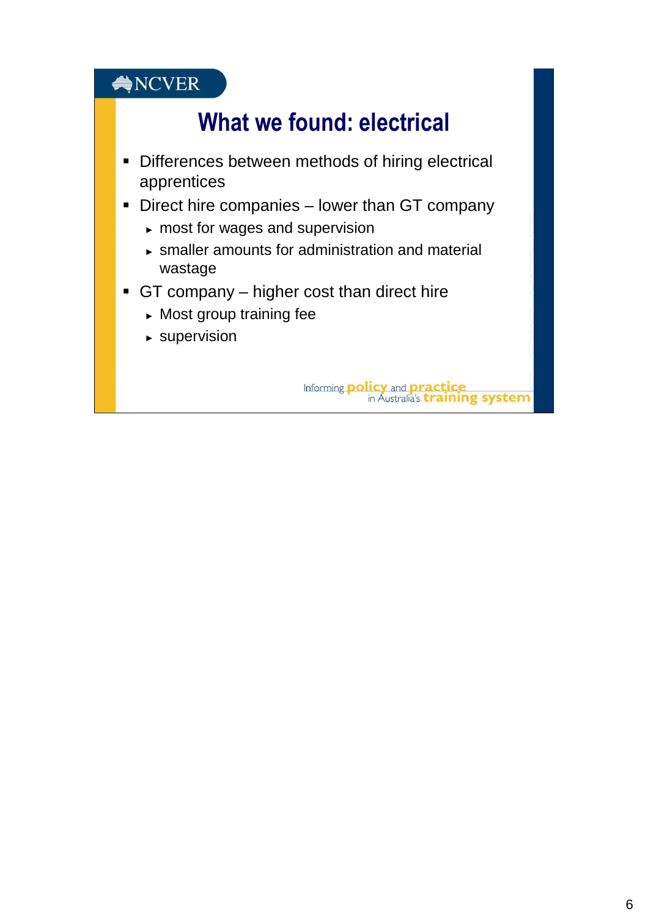# What we found: electrical

- Differences between methods of hiring electrical apprentices
- Direct hire companies – lower than GT company
  - most for wages and supervision
  - smaller amounts for administration and material wastage
- GT company – higher cost than direct hire
  - Most group training fee
  - supervision

Informing policy and practice in Australia's training system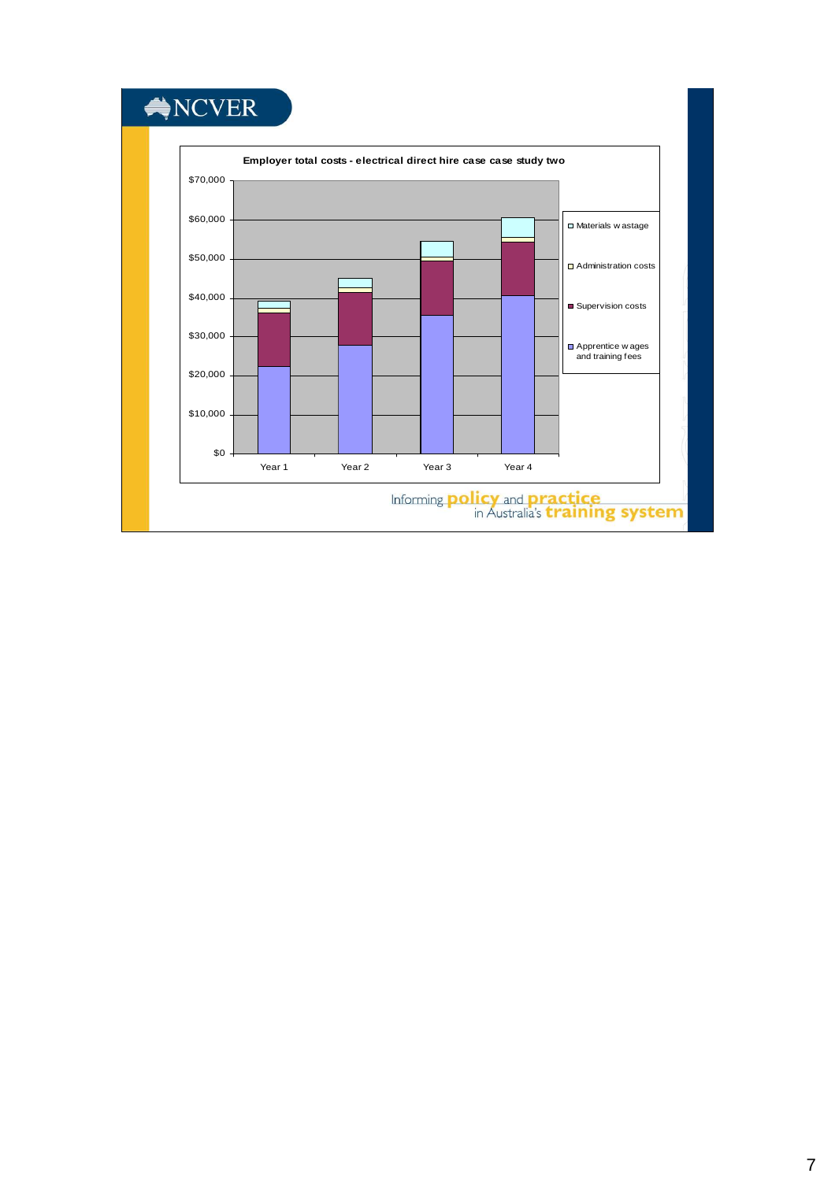NCVER

**Employer total costs - electrical direct hire case case study two**

$70,000
$60,000
$50,000
$40,000
$30,000
$20,000
$10,000
$0

Year 1 Year 2 Year 3 Year 4

- Materials wastage
- Administration costs
- Supervision costs
- Apprentice wages and training fees

Informing **policy** and **practice** in Australia's **training system**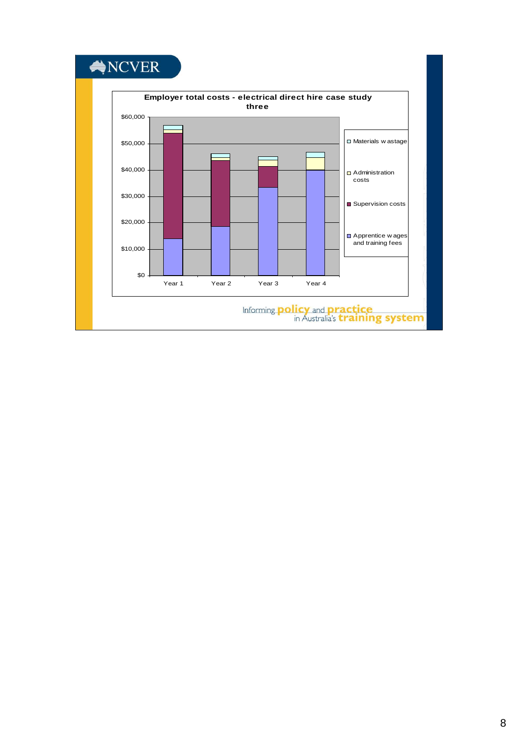# Employer total costs - electrical direct hire case study three

$60,000
$50,000
$40,000
$30,000
$20,000
$10,000
$0

Year 1 | Year 2 | Year 3 | Year 4

- Materials wastage
- Administration costs
- Supervision costs
- Apprentice wages and training fees

Informing policy and practice in Australia's training system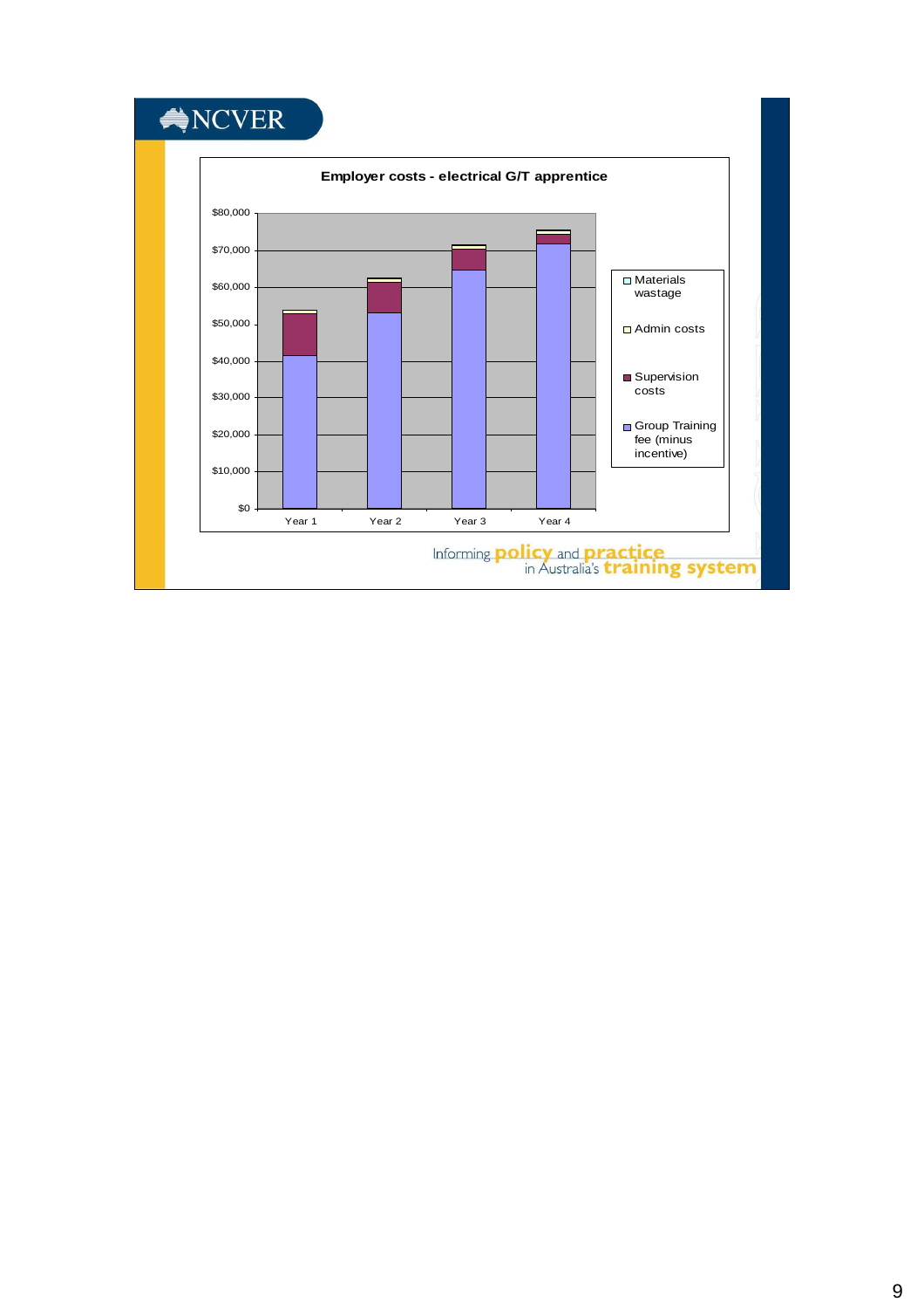# Employer costs - electrical G/T apprentice

Legend: Materials wastage; Admin costs; Supervision costs; Group Training fee (minus incentive)

Y-axis: $0, $10,000, $20,000, $30,000, $40,000, $50,000, $60,000, $70,000, $80,000

X-axis: Year 1, Year 2, Year 3, Year 4

Informing **policy** and **practice** in Australia's **training system**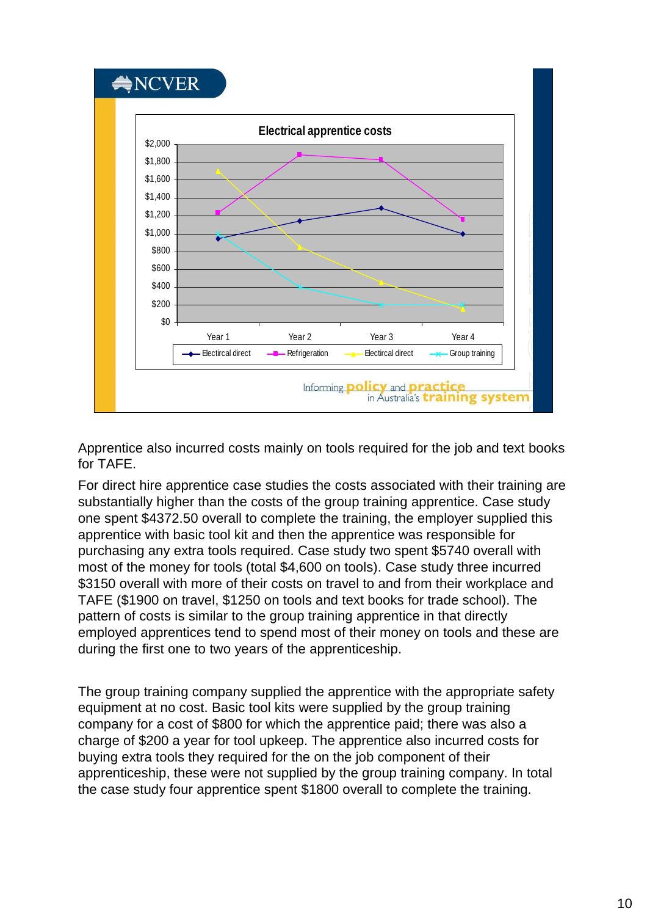Apprentice also incurred costs mainly on tools required for the job and text books for TAFE.

For direct hire apprentice case studies the costs associated with their training are substantially higher than the costs of the group training apprentice. Case study one spent $4372.50 overall to complete the training, the employer supplied this apprentice with basic tool kit and then the apprentice was responsible for purchasing any extra tools required. Case study two spent $5740 overall with most of the money for tools (total $4,600 on tools). Case study three incurred $3150 overall with more of their costs on travel to and from their workplace and TAFE ($1900 on travel, $1250 on tools and text books for trade school). The pattern of costs is similar to the group training apprentice in that directly employed apprentices tend to spend most of their money on tools and these are during the first one to two years of the apprenticeship.

The group training company supplied the apprentice with the appropriate safety equipment at no cost. Basic tool kits were supplied by the group training company for a cost of $800 for which the apprentice paid; there was also a charge of $200 a year for tool upkeep. The apprentice also incurred costs for buying extra tools they required for the on the job component of their apprenticeship, these were not supplied by the group training company. In total the case study four apprentice spent $1800 overall to complete the training.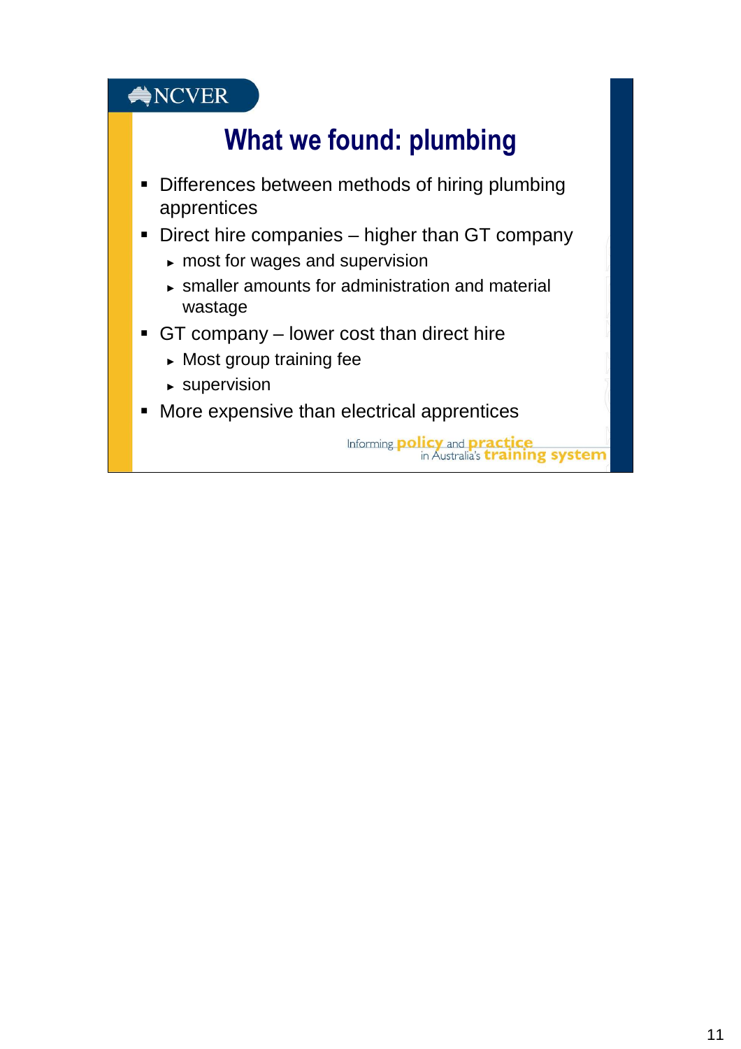# What we found: plumbing

- Differences between methods of hiring plumbing apprentices
- Direct hire companies – higher than GT company
  - most for wages and supervision
  - smaller amounts for administration and material wastage
- GT company – lower cost than direct hire
  - Most group training fee
  - supervision
- More expensive than electrical apprentices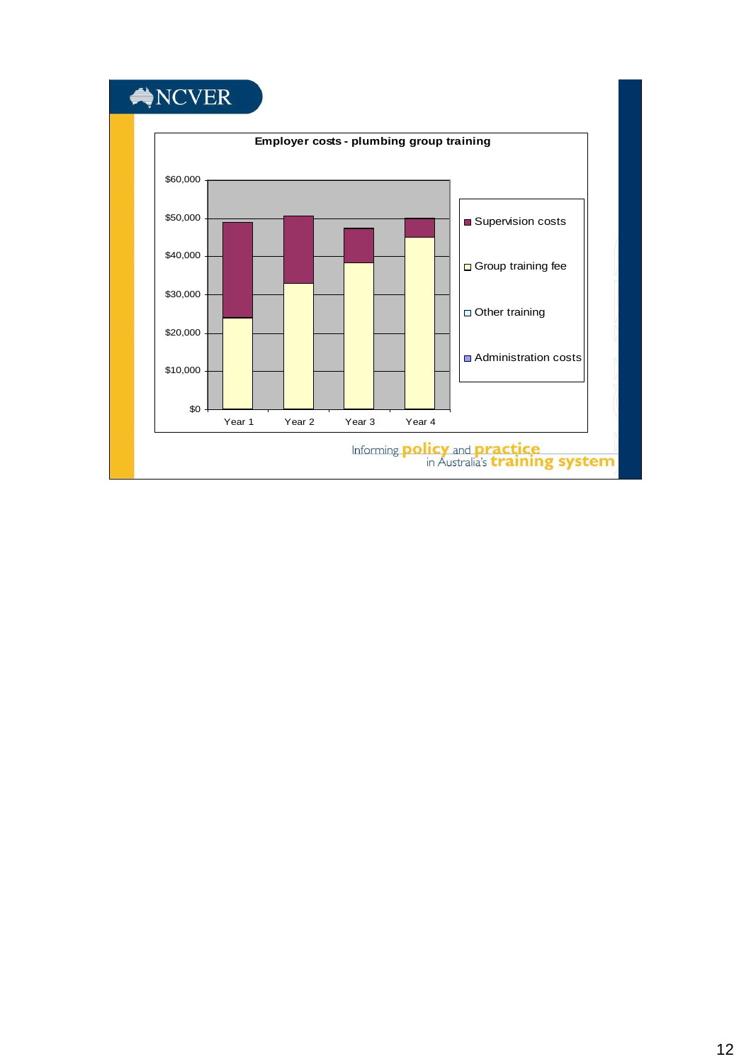NCVER

**Employer costs - plumbing group training**

| | Year 1 | Year 2 | Year 3 | Year 4 |
|---|---|---|---|---|
| Supervision costs | | | | |
| Group training fee | | | | |
| Other training | | | | |
| Administration costs | | | | |

$60,000
$50,000
$40,000
$30,000
$20,000
$10,000
$0

Informing policy and practice in Australia's training system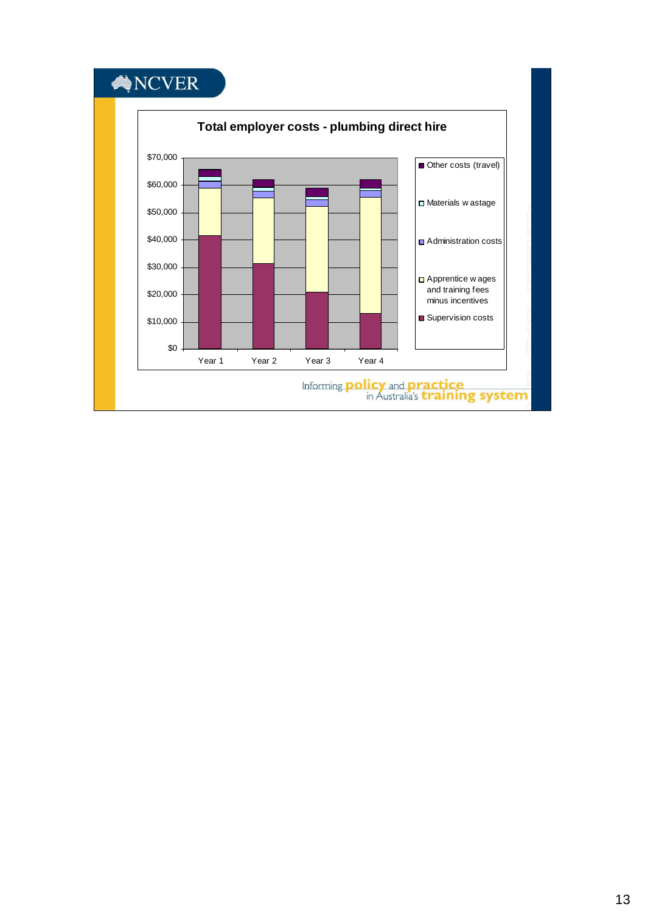NCVER

# Total employer costs - plumbing direct hire

$70,000
$60,000
$50,000
$40,000
$30,000
$20,000
$10,000
$0

Year 1 Year 2 Year 3 Year 4

- Other costs (travel)
- Materials wastage
- Administration costs
- Apprentice wages and training fees minus incentives
- Supervision costs

Informing policy and practice in Australia's training system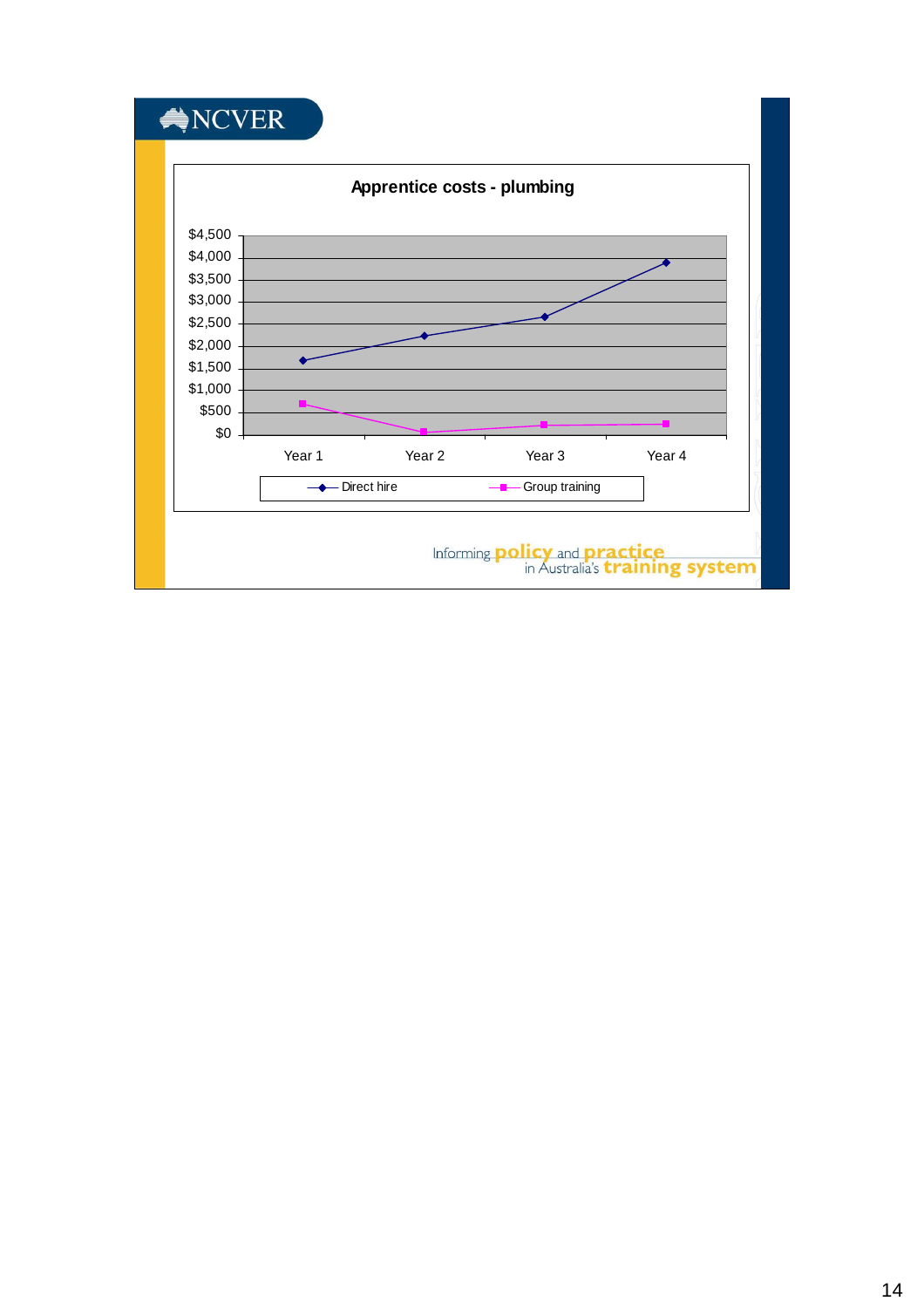## Apprentice costs - plumbing

| | Year 1 | Year 2 | Year 3 | Year 4 |
|---|---|---|---|---|
| Direct hire | ~$1,700 | ~$2,250 | ~$2,650 | ~$3,900 |
| Group training | ~$700 | ~$50 | ~$200 | ~$250 |

Informing policy and practice in Australia's training system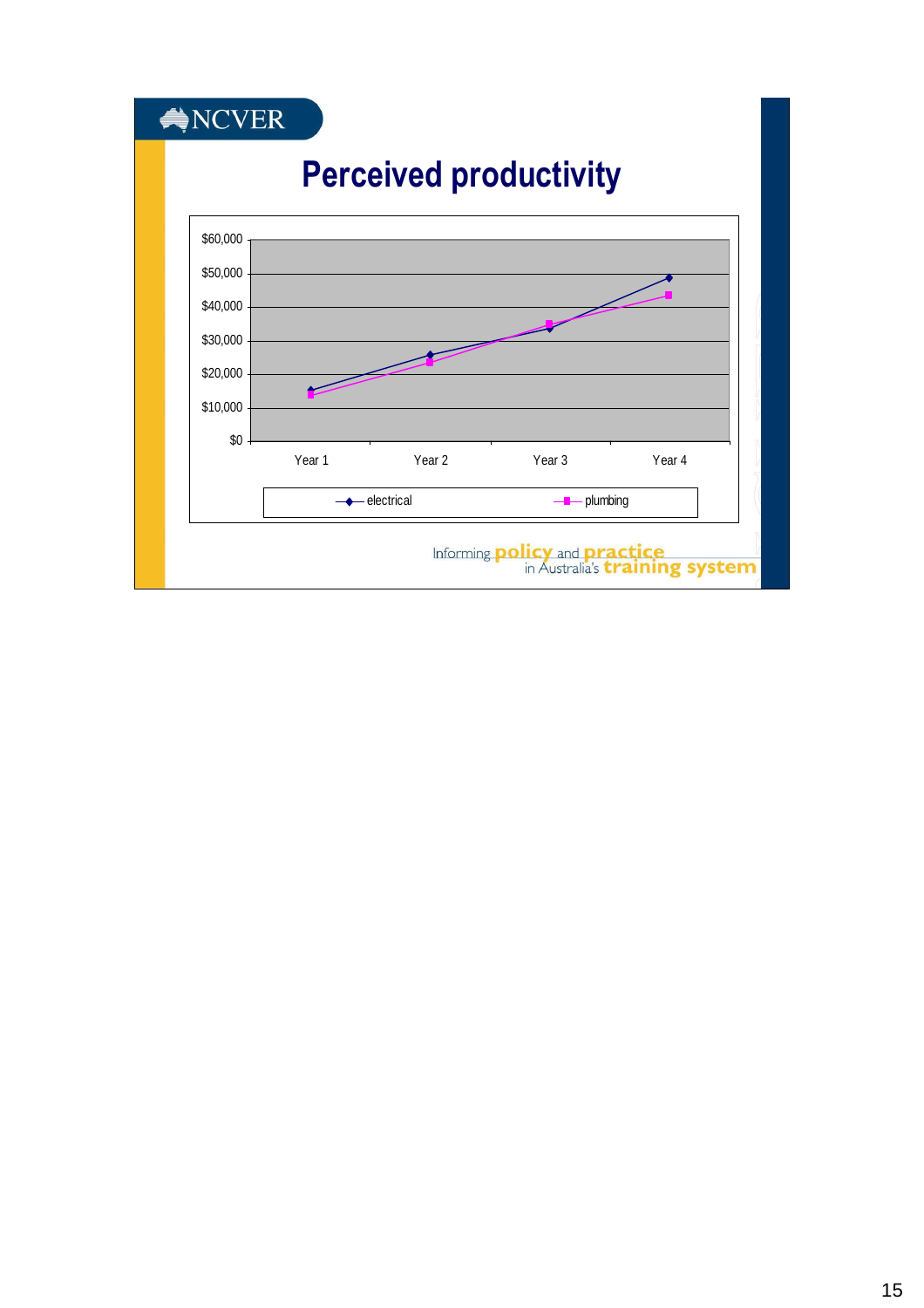# Perceived productivity

| | Year 1 | Year 2 | Year 3 | Year 4 |
|---|---|---|---|---|
| electrical | | | | |
| plumbing | | | | |

$60,000 / $50,000 / $40,000 / $30,000 / $20,000 / $10,000 / $0

Informing **policy** and **practice** in Australia's **training system**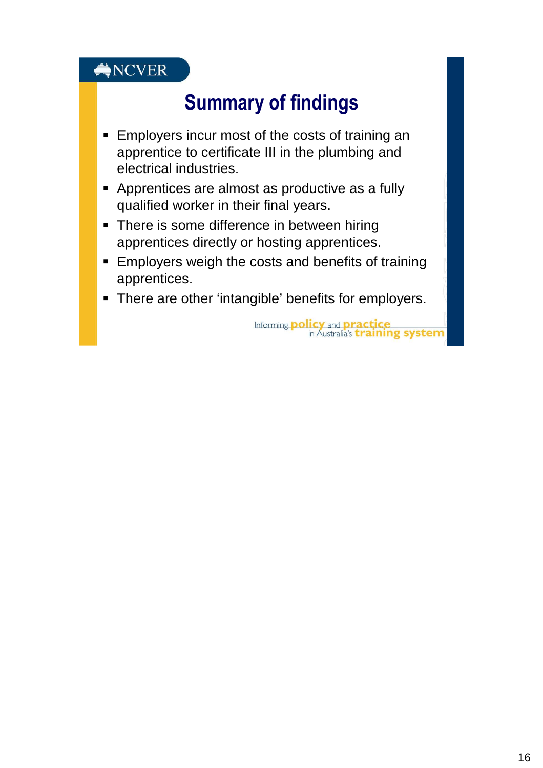NCVER

# Summary of findings

- Employers incur most of the costs of training an apprentice to certificate III in the plumbing and electrical industries.
- Apprentices are almost as productive as a fully qualified worker in their final years.
- There is some difference in between hiring apprentices directly or hosting apprentices.
- Employers weigh the costs and benefits of training apprentices.
- There are other ‘intangible’ benefits for employers.

Informing policy and practice in Australia's training system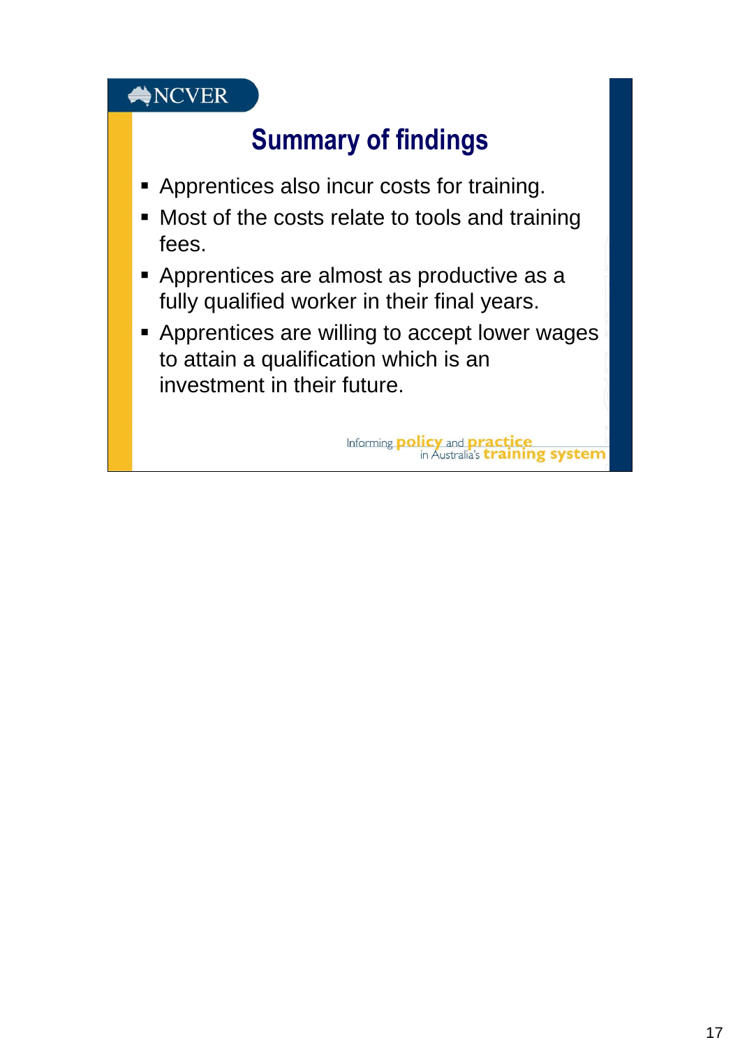NCVER

# Summary of findings

- Apprentices also incur costs for training.
- Most of the costs relate to tools and training fees.
- Apprentices are almost as productive as a fully qualified worker in their final years.
- Apprentices are willing to accept lower wages to attain a qualification which is an investment in their future.

Informing policy and practice in Australia's training system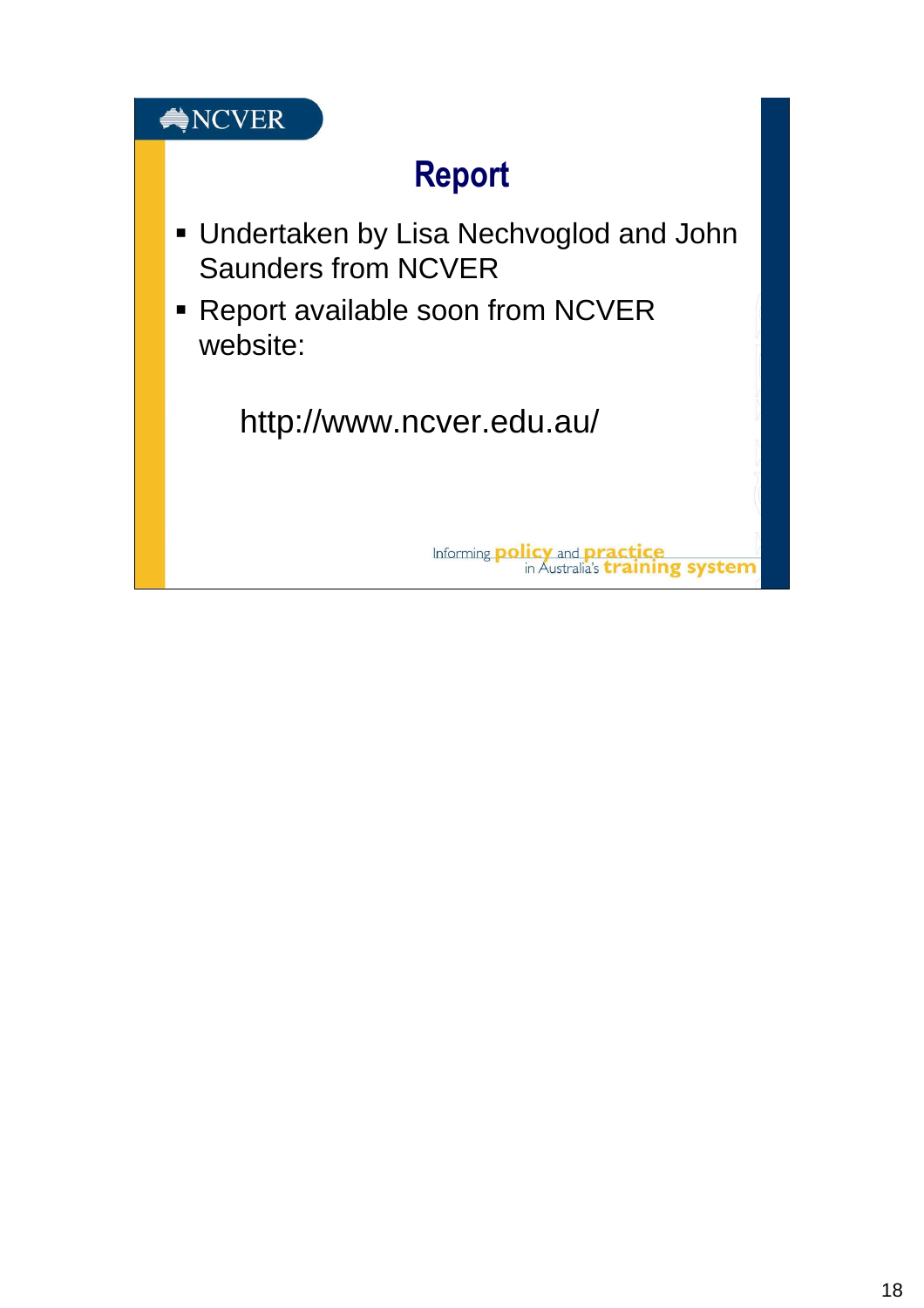NCVER

# Report

- Undertaken by Lisa Nechvoglod and John Saunders from NCVER
- Report available soon from NCVER website:

http://www.ncver.edu.au/

Informing policy and practice in Australia's training system